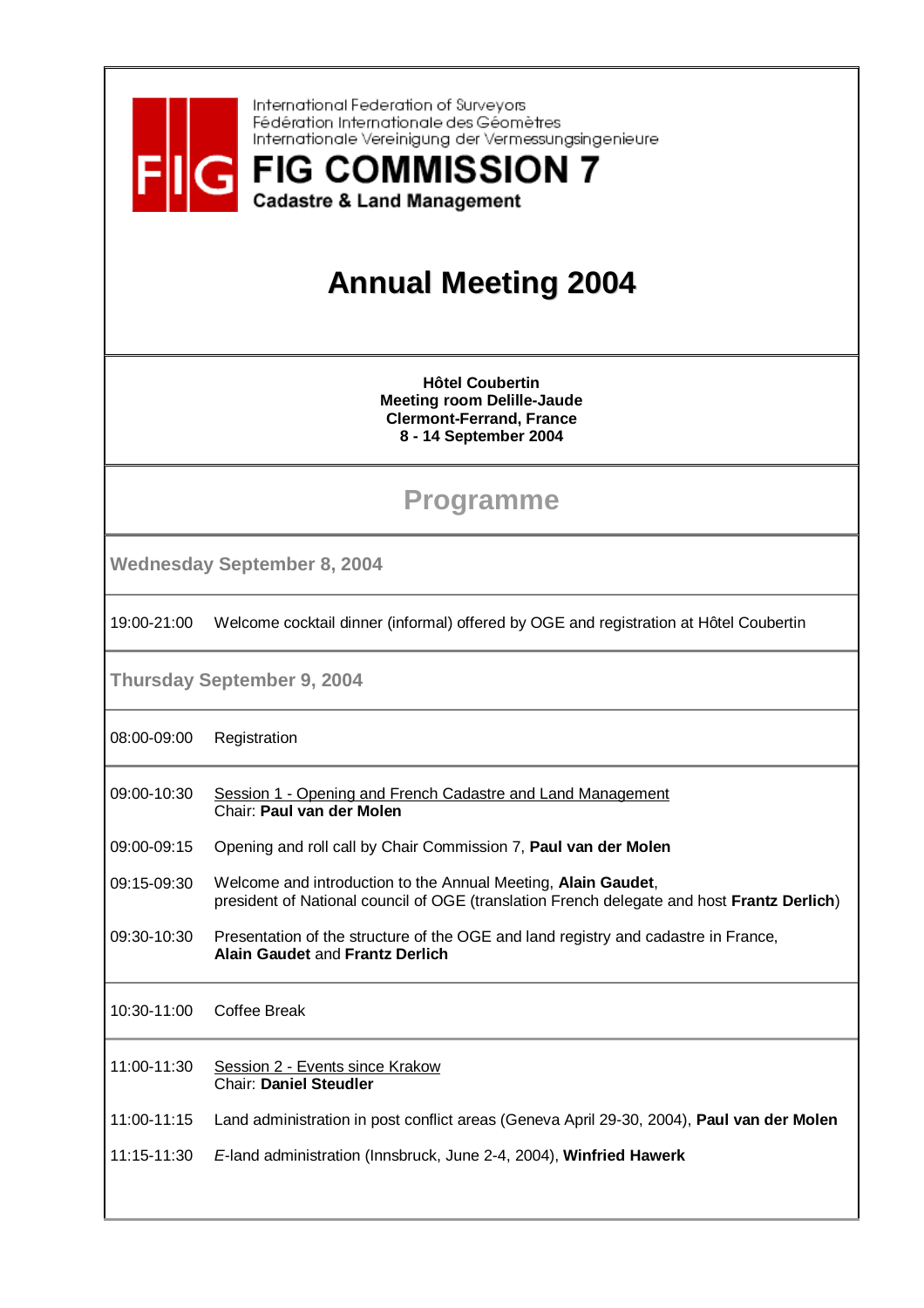International Federation of Surveyors
Fédération Internationale des Géomètres
Internationale Vereinigung der Vermessungsingenieure

**FIG COMMISSION 7**

**Cadastre & Land Management**

# Annual Meeting 2004

**Hôtel Coubertin**
**Meeting room Delille-Jaude**
**Clermont-Ferrand, France**
**8 - 14 September 2004**

## Programme

### Wednesday September 8, 2004

| | |
|---|---|
| 19:00-21:00 | Welcome cocktail dinner (informal) offered by OGE and registration at Hôtel Coubertin |

### Thursday September 9, 2004

| | |
|---|---|
| 08:00-09:00 | Registration |
| 09:00-10:30 | Session 1 - Opening and French Cadastre and Land Management<br>Chair: **Paul van der Molen** |
| 09:00-09:15 | Opening and roll call by Chair Commission 7, **Paul van der Molen** |
| 09:15-09:30 | Welcome and introduction to the Annual Meeting, **Alain Gaudet**, president of National council of OGE (translation French delegate and host **Frantz Derlich**) |
| 09:30-10:30 | Presentation of the structure of the OGE and land registry and cadastre in France, **Alain Gaudet** and **Frantz Derlich** |
| 10:30-11:00 | Coffee Break |
| 11:00-11:30 | Session 2 - Events since Krakow<br>Chair: **Daniel Steudler** |
| 11:00-11:15 | Land administration in post conflict areas (Geneva April 29-30, 2004), **Paul van der Molen** |
| 11:15-11:30 | *E*-land administration (Innsbruck, June 2-4, 2004), **Winfried Hawerk** |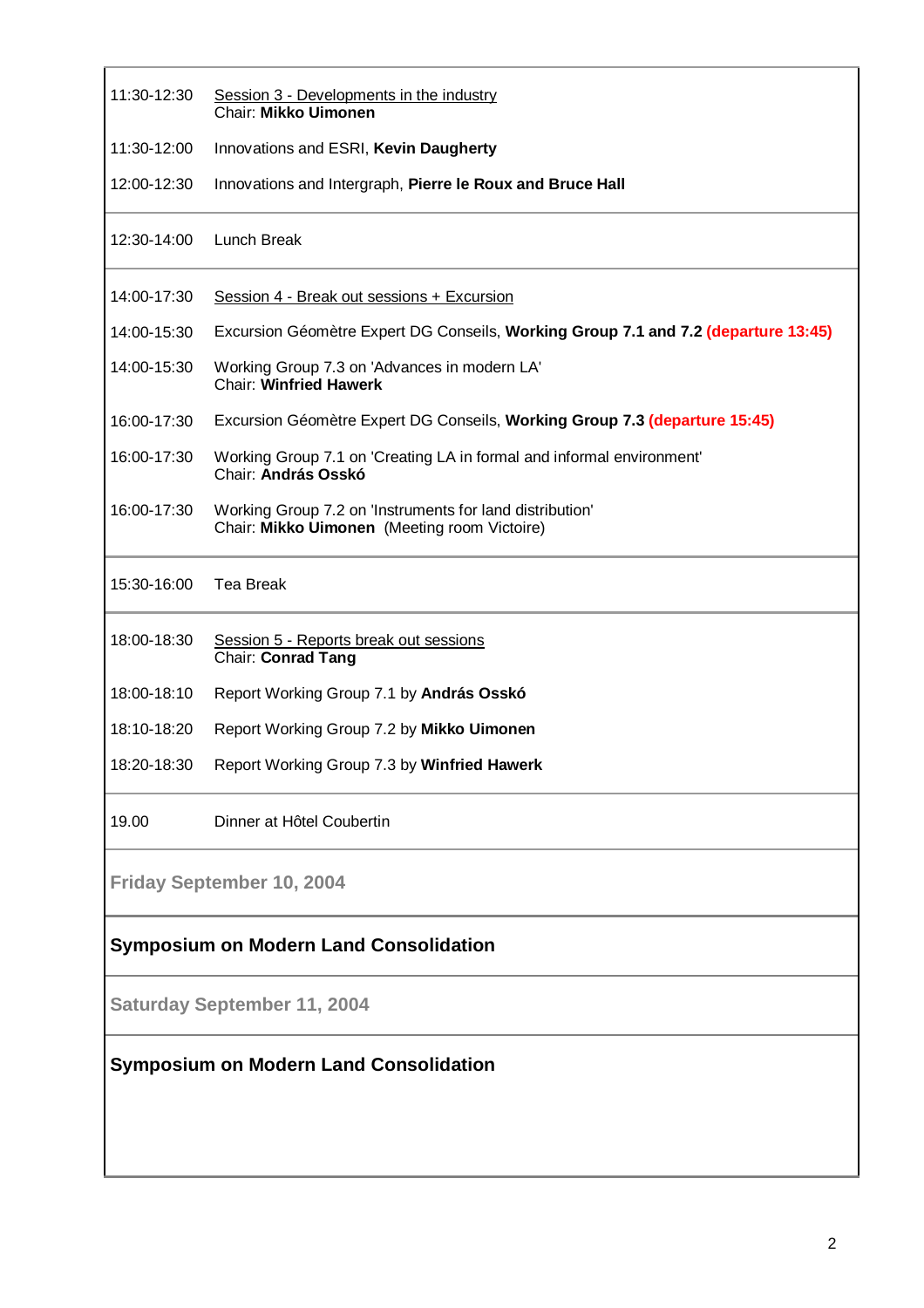| | |
|---|---|
| 11:30-12:30 | Session 3 - Developments in the industry<br>Chair: **Mikko Uimonen** |
| 11:30-12:00 | Innovations and ESRI, **Kevin Daugherty** |
| 12:00-12:30 | Innovations and Intergraph, **Pierre le Roux and Bruce Hall** |
| 12:30-14:00 | Lunch Break |
| 14:00-17:30 | Session 4 - Break out sessions + Excursion |
| 14:00-15:30 | Excursion Géomètre Expert DG Conseils, **Working Group 7.1 and 7.2 (departure 13:45)** |
| 14:00-15:30 | Working Group 7.3 on 'Advances in modern LA'<br>Chair: **Winfried Hawerk** |
| 16:00-17:30 | Excursion Géomètre Expert DG Conseils, **Working Group 7.3 (departure 15:45)** |
| 16:00-17:30 | Working Group 7.1 on 'Creating LA in formal and informal environment'<br>Chair: **András Osskó** |
| 16:00-17:30 | Working Group 7.2 on 'Instruments for land distribution'<br>Chair: **Mikko Uimonen** (Meeting room Victoire) |
| 15:30-16:00 | Tea Break |
| 18:00-18:30 | Session 5 - Reports break out sessions<br>Chair: **Conrad Tang** |
| 18:00-18:10 | Report Working Group 7.1 by **András Osskó** |
| 18:10-18:20 | Report Working Group 7.2 by **Mikko Uimonen** |
| 18:20-18:30 | Report Working Group 7.3 by **Winfried Hawerk** |
| 19.00 | Dinner at Hôtel Coubertin |

**Friday September 10, 2004**

**Symposium on Modern Land Consolidation**

**Saturday September 11, 2004**

**Symposium on Modern Land Consolidation**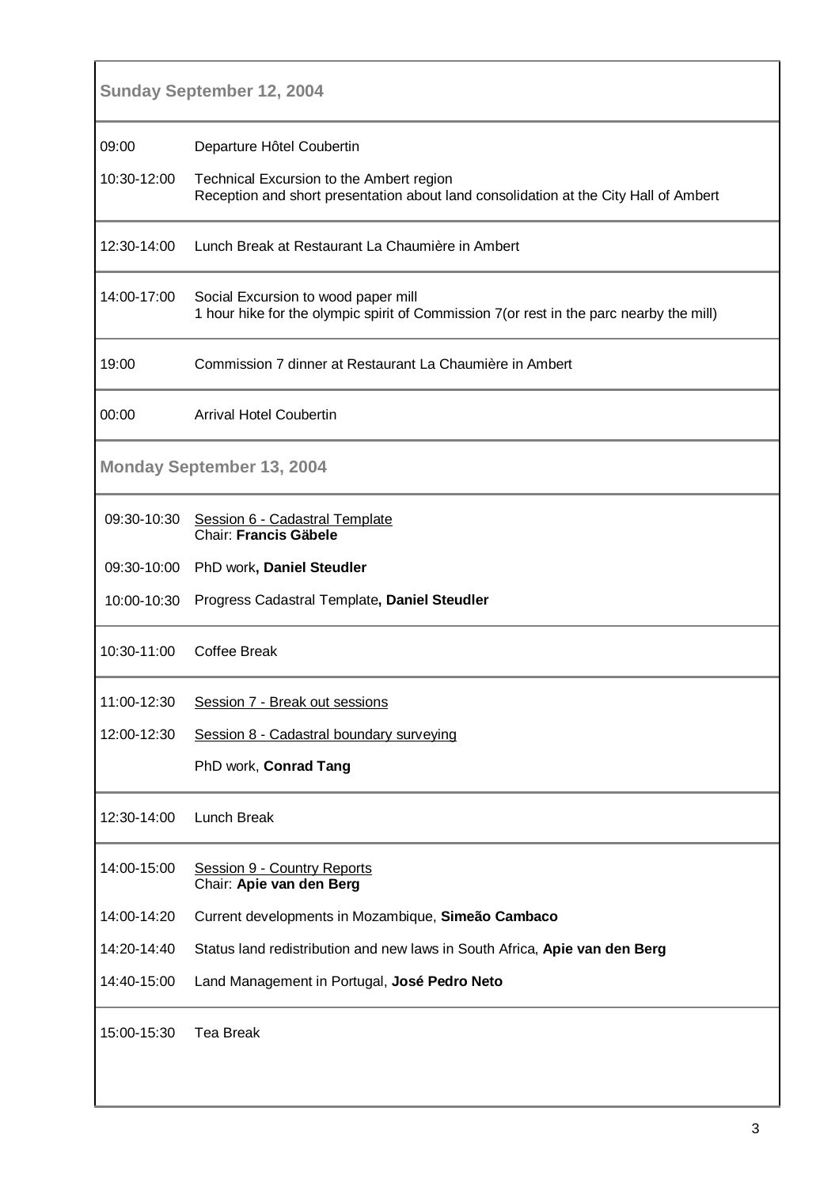| | |
|---|---|
| **Sunday September 12, 2004** | |
| 09:00 | Departure Hôtel Coubertin |
| 10:30-12:00 | Technical Excursion to the Ambert region<br>Reception and short presentation about land consolidation at the City Hall of Ambert |
| 12:30-14:00 | Lunch Break at Restaurant La Chaumière in Ambert |
| 14:00-17:00 | Social Excursion to wood paper mill<br>1 hour hike for the olympic spirit of Commission 7(or rest in the parc nearby the mill) |
| 19:00 | Commission 7 dinner at Restaurant La Chaumière in Ambert |
| 00:00 | Arrival Hotel Coubertin |
| **Monday September 13, 2004** | |
| 09:30-10:30 | Session 6 - Cadastral Template<br>Chair: **Francis Gäbele** |
| 09:30-10:00 | PhD work**, Daniel Steudler** |
| 10:00-10:30 | Progress Cadastral Template**, Daniel Steudler** |
| 10:30-11:00 | Coffee Break |
| 11:00-12:30 | Session 7 - Break out sessions |
| 12:00-12:30 | Session 8 - Cadastral boundary surveying |
| | PhD work, **Conrad Tang** |
| 12:30-14:00 | Lunch Break |
| 14:00-15:00 | Session 9 - Country Reports<br>Chair: **Apie van den Berg** |
| 14:00-14:20 | Current developments in Mozambique, **Simeão Cambaco** |
| 14:20-14:40 | Status land redistribution and new laws in South Africa, **Apie van den Berg** |
| 14:40-15:00 | Land Management in Portugal, **José Pedro Neto** |
| 15:00-15:30 | Tea Break |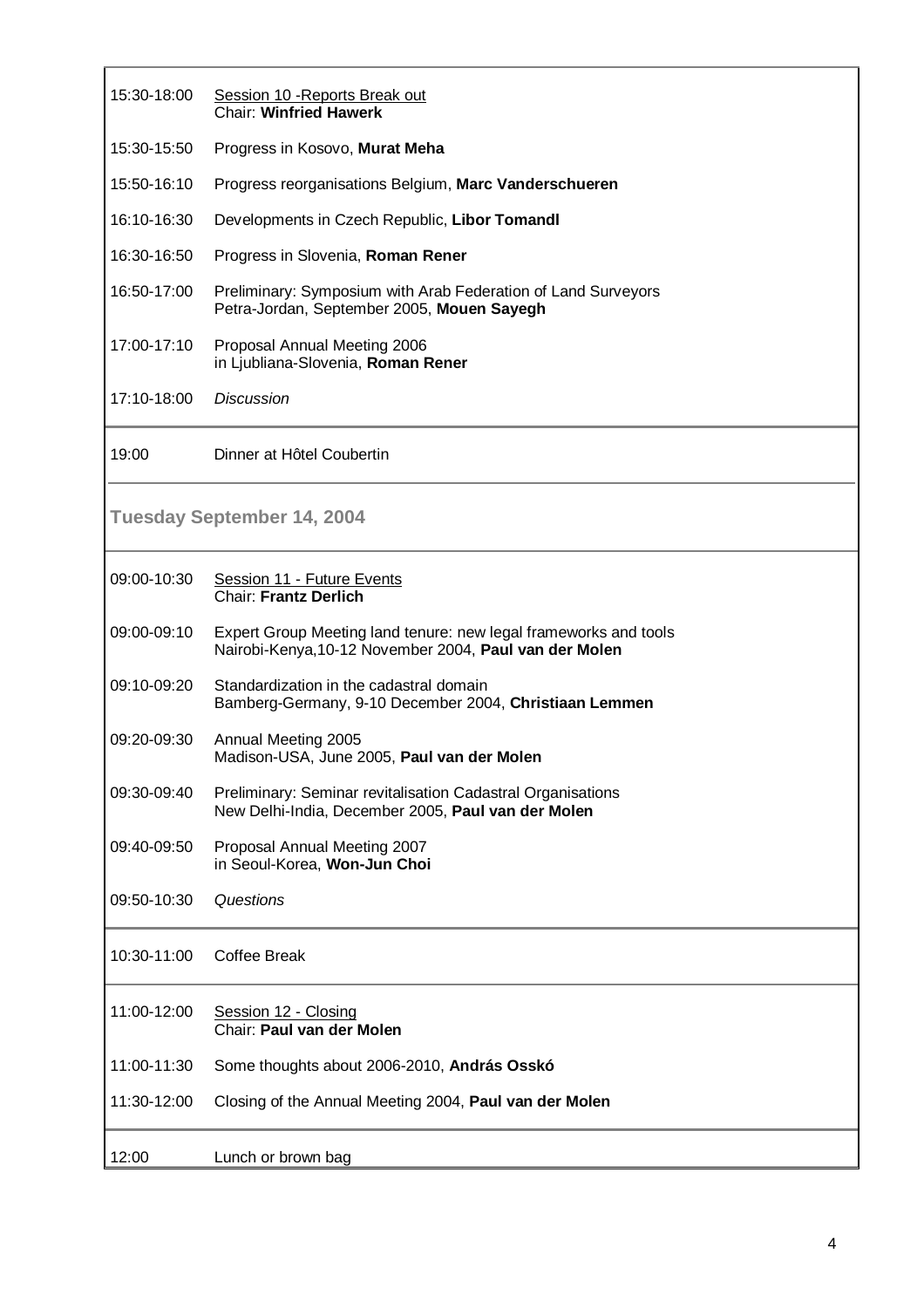| | |
|---|---|
| 15:30-18:00 | Session 10 -Reports Break out<br>Chair: **Winfried Hawerk** |
| 15:30-15:50 | Progress in Kosovo, **Murat Meha** |
| 15:50-16:10 | Progress reorganisations Belgium, **Marc Vanderschueren** |
| 16:10-16:30 | Developments in Czech Republic, **Libor Tomandl** |
| 16:30-16:50 | Progress in Slovenia, **Roman Rener** |
| 16:50-17:00 | Preliminary: Symposium with Arab Federation of Land Surveyors<br>Petra-Jordan, September 2005, **Mouen Sayegh** |
| 17:00-17:10 | Proposal Annual Meeting 2006<br>in Ljubliana-Slovenia, **Roman Rener** |
| 17:10-18:00 | *Discussion* |
| 19:00 | Dinner at Hôtel Coubertin |

## Tuesday September 14, 2004

| | |
|---|---|
| 09:00-10:30 | Session 11 - Future Events<br>Chair: **Frantz Derlich** |
| 09:00-09:10 | Expert Group Meeting land tenure: new legal frameworks and tools<br>Nairobi-Kenya,10-12 November 2004, **Paul van der Molen** |
| 09:10-09:20 | Standardization in the cadastral domain<br>Bamberg-Germany, 9-10 December 2004, **Christiaan Lemmen** |
| 09:20-09:30 | Annual Meeting 2005<br>Madison-USA, June 2005, **Paul van der Molen** |
| 09:30-09:40 | Preliminary: Seminar revitalisation Cadastral Organisations<br>New Delhi-India, December 2005, **Paul van der Molen** |
| 09:40-09:50 | Proposal Annual Meeting 2007<br>in Seoul-Korea, **Won-Jun Choi** |
| 09:50-10:30 | *Questions* |
| 10:30-11:00 | Coffee Break |
| 11:00-12:00 | Session 12 - Closing<br>Chair: **Paul van der Molen** |
| 11:00-11:30 | Some thoughts about 2006-2010, **András Osskó** |
| 11:30-12:00 | Closing of the Annual Meeting 2004, **Paul van der Molen** |
| 12:00 | Lunch or brown bag |